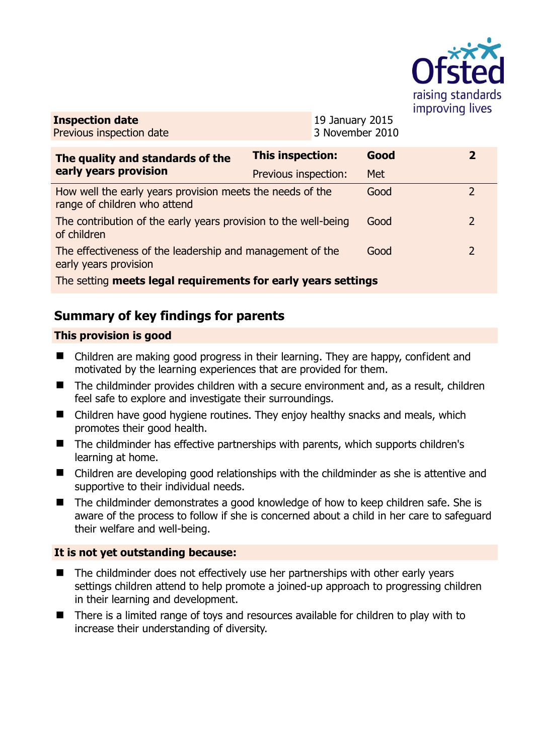| **Inspection date** | 19 January 2015 |
|---|---|
| Previous inspection date | 3 November 2010 |

| **The quality and standards of the early years provision** | **This inspection:** | **Good** | **2** |
|---|---|---|---|
| | Previous inspection: | Met | |
| How well the early years provision meets the needs of the range of children who attend | | Good | 2 |
| The contribution of the early years provision to the well-being of children | | Good | 2 |
| The effectiveness of the leadership and management of the early years provision | | Good | 2 |
| The setting **meets legal requirements for early years settings** | | | |

## Summary of key findings for parents

### This provision is good

- Children are making good progress in their learning. They are happy, confident and motivated by the learning experiences that are provided for them.
- The childminder provides children with a secure environment and, as a result, children feel safe to explore and investigate their surroundings.
- Children have good hygiene routines. They enjoy healthy snacks and meals, which promotes their good health.
- The childminder has effective partnerships with parents, which supports children's learning at home.
- Children are developing good relationships with the childminder as she is attentive and supportive to their individual needs.
- The childminder demonstrates a good knowledge of how to keep children safe. She is aware of the process to follow if she is concerned about a child in her care to safeguard their welfare and well-being.

### It is not yet outstanding because:

- The childminder does not effectively use her partnerships with other early years settings children attend to help promote a joined-up approach to progressing children in their learning and development.
- There is a limited range of toys and resources available for children to play with to increase their understanding of diversity.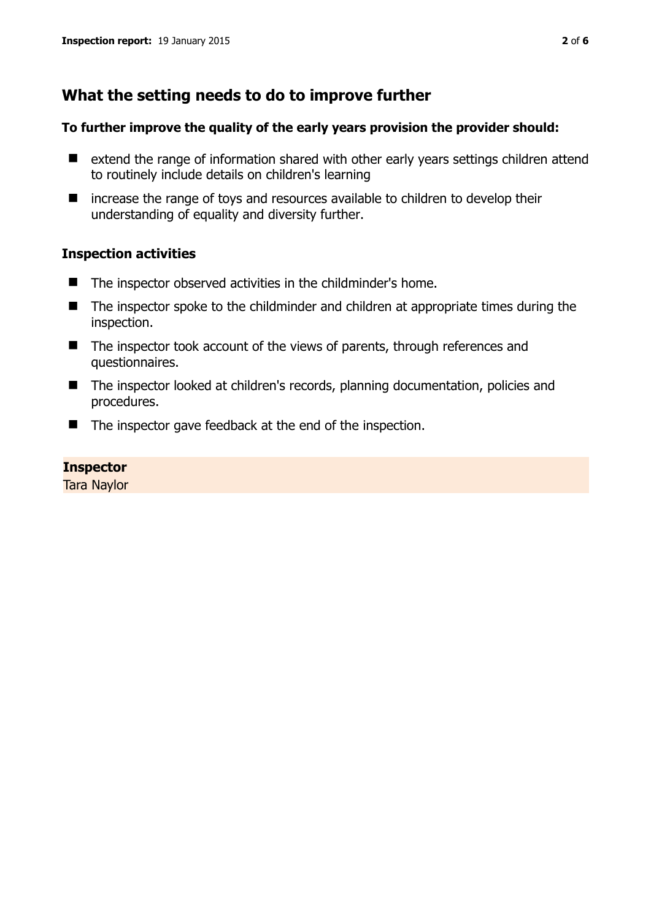## What the setting needs to do to improve further

**To further improve the quality of the early years provision the provider should:**

- extend the range of information shared with other early years settings children attend to routinely include details on children's learning
- increase the range of toys and resources available to children to develop their understanding of equality and diversity further.

### Inspection activities

- The inspector observed activities in the childminder's home.
- The inspector spoke to the childminder and children at appropriate times during the inspection.
- The inspector took account of the views of parents, through references and questionnaires.
- The inspector looked at children's records, planning documentation, policies and procedures.
- The inspector gave feedback at the end of the inspection.

**Inspector**
Tara Naylor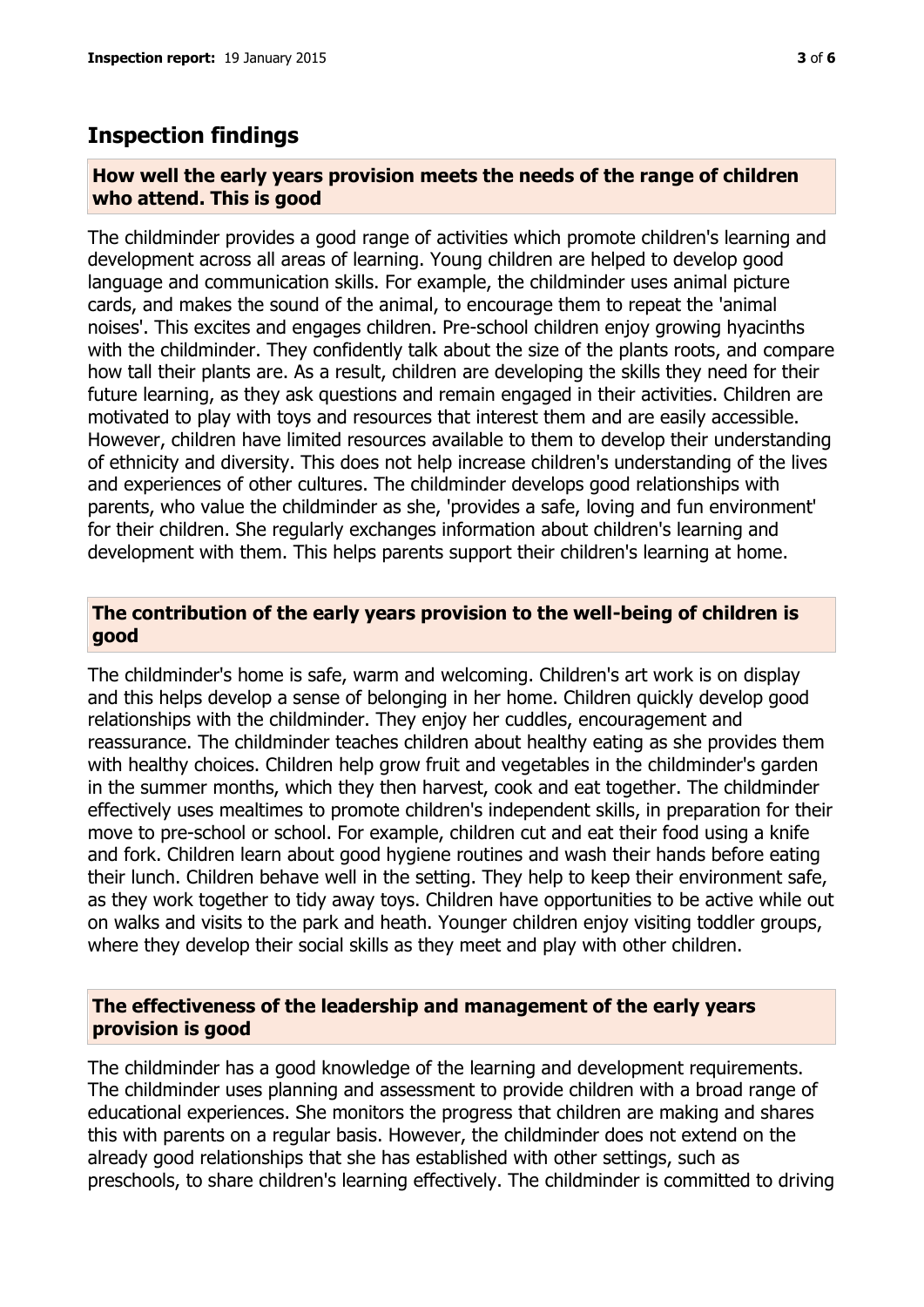## Inspection findings

### How well the early years provision meets the needs of the range of children who attend. This is good

The childminder provides a good range of activities which promote children's learning and development across all areas of learning. Young children are helped to develop good language and communication skills. For example, the childminder uses animal picture cards, and makes the sound of the animal, to encourage them to repeat the 'animal noises'. This excites and engages children. Pre-school children enjoy growing hyacinths with the childminder. They confidently talk about the size of the plants roots, and compare how tall their plants are. As a result, children are developing the skills they need for their future learning, as they ask questions and remain engaged in their activities. Children are motivated to play with toys and resources that interest them and are easily accessible. However, children have limited resources available to them to develop their understanding of ethnicity and diversity. This does not help increase children's understanding of the lives and experiences of other cultures. The childminder develops good relationships with parents, who value the childminder as she, 'provides a safe, loving and fun environment' for their children. She regularly exchanges information about children's learning and development with them. This helps parents support their children's learning at home.

### The contribution of the early years provision to the well-being of children is good

The childminder's home is safe, warm and welcoming. Children's art work is on display and this helps develop a sense of belonging in her home. Children quickly develop good relationships with the childminder. They enjoy her cuddles, encouragement and reassurance. The childminder teaches children about healthy eating as she provides them with healthy choices. Children help grow fruit and vegetables in the childminder's garden in the summer months, which they then harvest, cook and eat together. The childminder effectively uses mealtimes to promote children's independent skills, in preparation for their move to pre-school or school. For example, children cut and eat their food using a knife and fork. Children learn about good hygiene routines and wash their hands before eating their lunch. Children behave well in the setting. They help to keep their environment safe, as they work together to tidy away toys. Children have opportunities to be active while out on walks and visits to the park and heath. Younger children enjoy visiting toddler groups, where they develop their social skills as they meet and play with other children.

### The effectiveness of the leadership and management of the early years provision is good

The childminder has a good knowledge of the learning and development requirements. The childminder uses planning and assessment to provide children with a broad range of educational experiences. She monitors the progress that children are making and shares this with parents on a regular basis. However, the childminder does not extend on the already good relationships that she has established with other settings, such as preschools, to share children's learning effectively. The childminder is committed to driving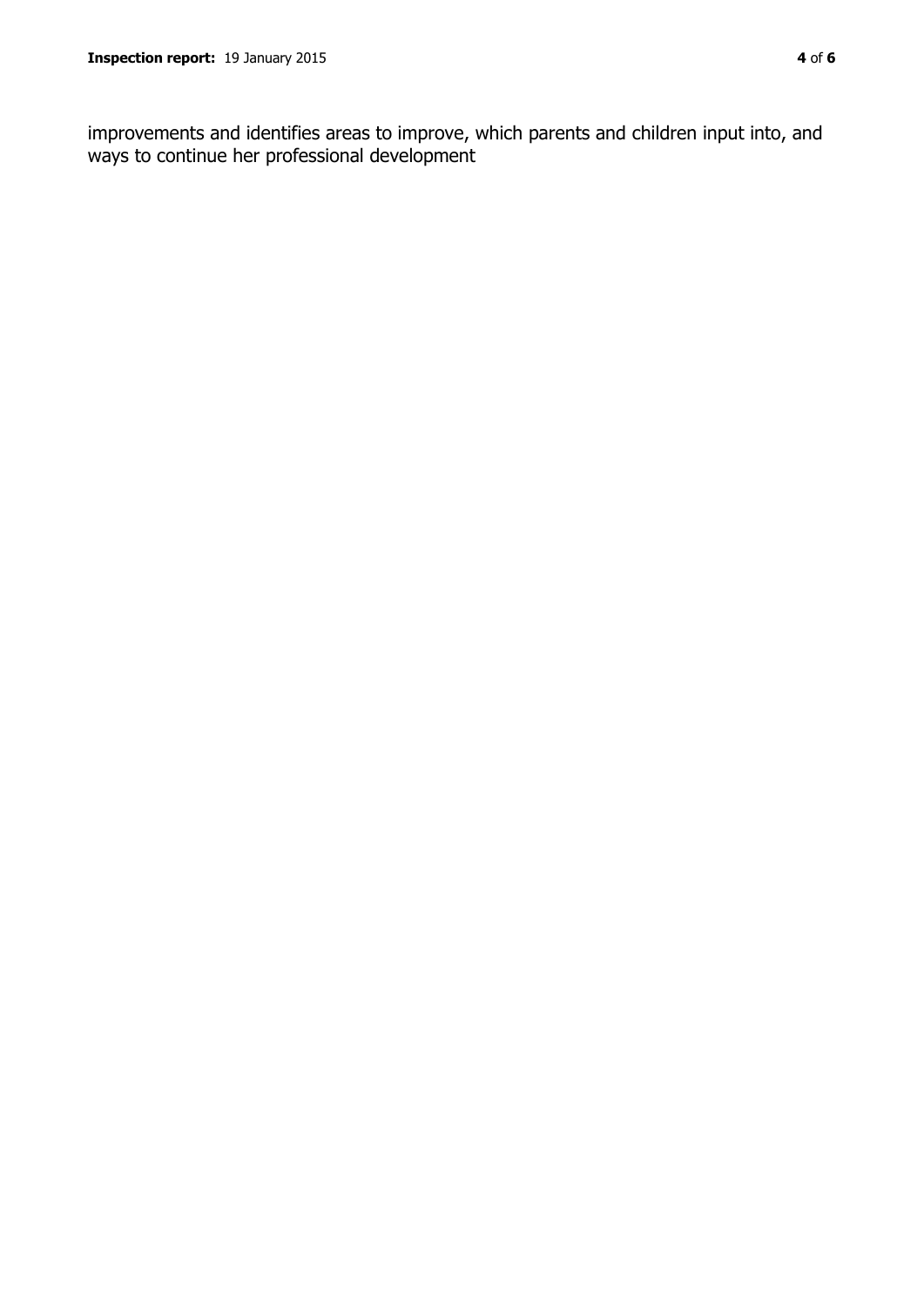improvements and identifies areas to improve, which parents and children input into, and ways to continue her professional development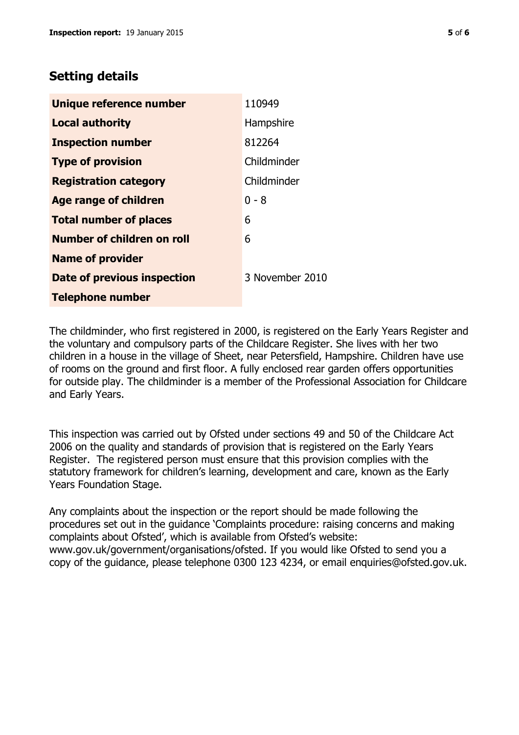## Setting details

| | |
|---|---|
| **Unique reference number** | 110949 |
| **Local authority** | Hampshire |
| **Inspection number** | 812264 |
| **Type of provision** | Childminder |
| **Registration category** | Childminder |
| **Age range of children** | 0 - 8 |
| **Total number of places** | 6 |
| **Number of children on roll** | 6 |
| **Name of provider** | |
| **Date of previous inspection** | 3 November 2010 |
| **Telephone number** | |

The childminder, who first registered in 2000, is registered on the Early Years Register and the voluntary and compulsory parts of the Childcare Register. She lives with her two children in a house in the village of Sheet, near Petersfield, Hampshire. Children have use of rooms on the ground and first floor. A fully enclosed rear garden offers opportunities for outside play. The childminder is a member of the Professional Association for Childcare and Early Years.

This inspection was carried out by Ofsted under sections 49 and 50 of the Childcare Act 2006 on the quality and standards of provision that is registered on the Early Years Register. The registered person must ensure that this provision complies with the statutory framework for children's learning, development and care, known as the Early Years Foundation Stage.

Any complaints about the inspection or the report should be made following the procedures set out in the guidance 'Complaints procedure: raising concerns and making complaints about Ofsted', which is available from Ofsted's website: www.gov.uk/government/organisations/ofsted. If you would like Ofsted to send you a copy of the guidance, please telephone 0300 123 4234, or email enquiries@ofsted.gov.uk.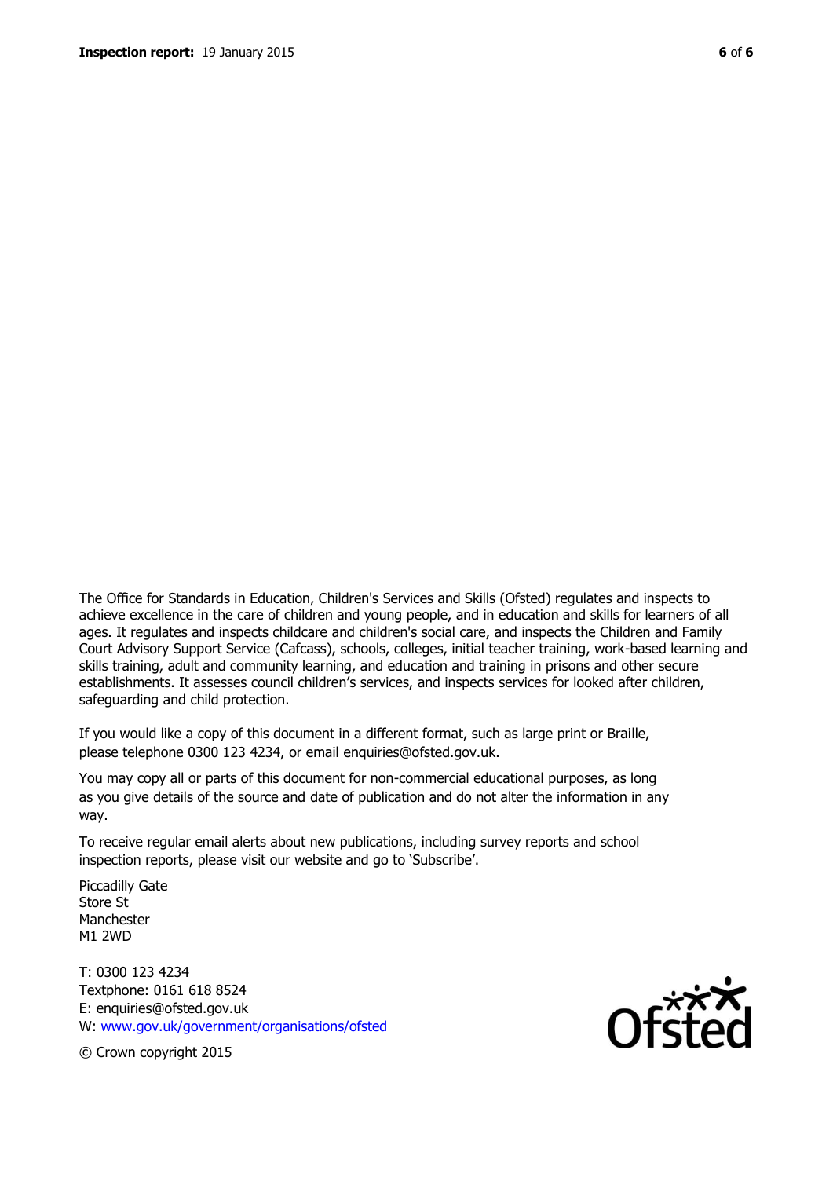The Office for Standards in Education, Children's Services and Skills (Ofsted) regulates and inspects to achieve excellence in the care of children and young people, and in education and skills for learners of all ages. It regulates and inspects childcare and children's social care, and inspects the Children and Family Court Advisory Support Service (Cafcass), schools, colleges, initial teacher training, work-based learning and skills training, adult and community learning, and education and training in prisons and other secure establishments. It assesses council children's services, and inspects services for looked after children, safeguarding and child protection.

If you would like a copy of this document in a different format, such as large print or Braille, please telephone 0300 123 4234, or email enquiries@ofsted.gov.uk.

You may copy all or parts of this document for non-commercial educational purposes, as long as you give details of the source and date of publication and do not alter the information in any way.

To receive regular email alerts about new publications, including survey reports and school inspection reports, please visit our website and go to 'Subscribe'.

Piccadilly Gate
Store St
Manchester
M1 2WD

T: 0300 123 4234
Textphone: 0161 618 8524
E: enquiries@ofsted.gov.uk
W: [www.gov.uk/government/organisations/ofsted](www.gov.uk/government/organisations/ofsted)

© Crown copyright 2015

Ofsted